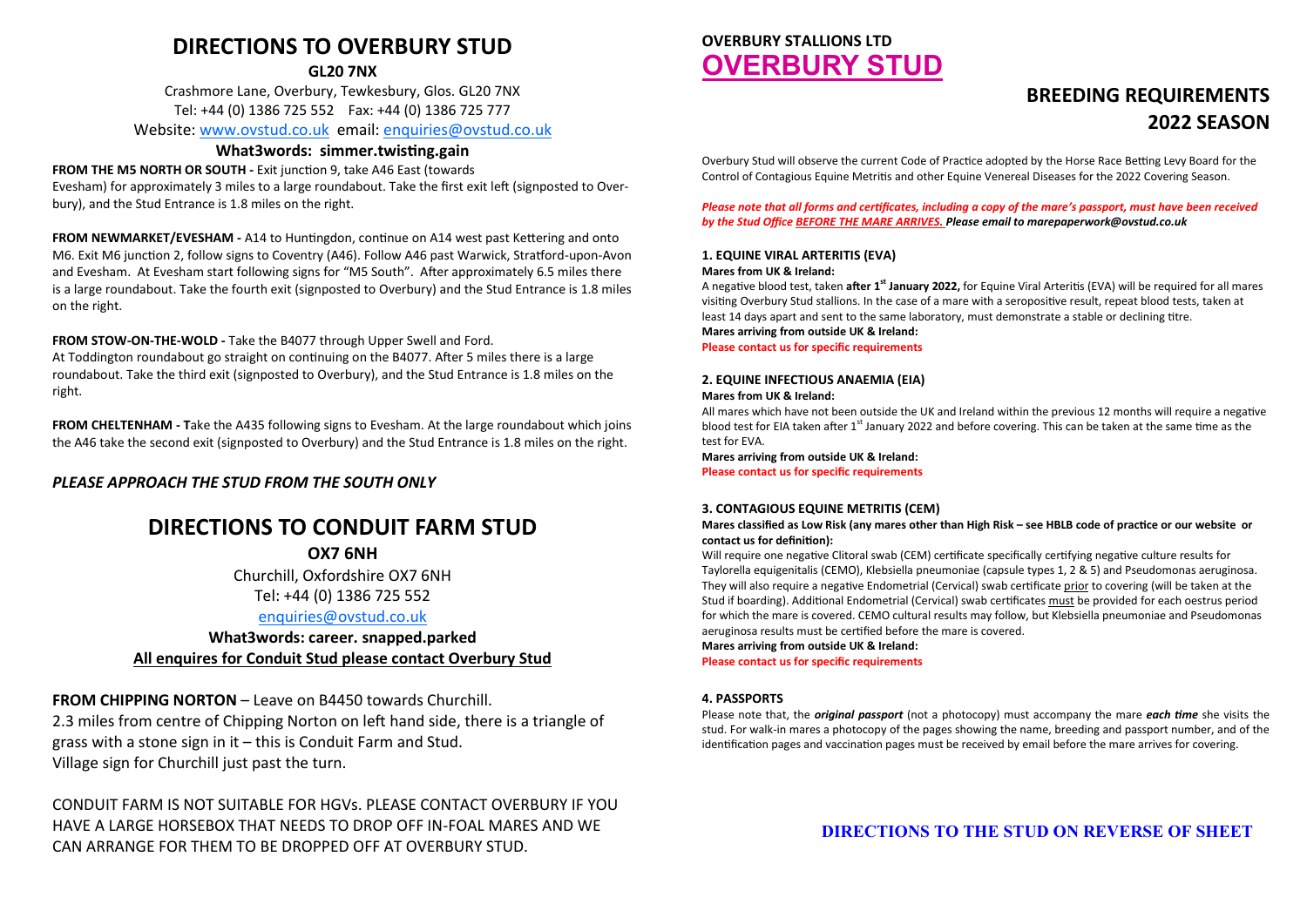# DIRECTIONS TO OVERBURY STUD

**GL20 7NX**

Crashmore Lane, Overbury, Tewkesbury, Glos. GL20 7NX
Tel: +44 (0) 1386 725 552 Fax: +44 (0) 1386 725 777
Website: www.ovstud.co.uk email: enquiries@ovstud.co.uk

**What3words: simmer.twisting.gain**

**FROM THE M5 NORTH OR SOUTH -** Exit junction 9, take A46 East (towards Evesham) for approximately 3 miles to a large roundabout. Take the first exit left (signposted to Overbury), and the Stud Entrance is 1.8 miles on the right.

**FROM NEWMARKET/EVESHAM -** A14 to Huntingdon, continue on A14 west past Kettering and onto M6. Exit M6 junction 2, follow signs to Coventry (A46). Follow A46 past Warwick, Stratford-upon-Avon and Evesham. At Evesham start following signs for "M5 South". After approximately 6.5 miles there is a large roundabout. Take the fourth exit (signposted to Overbury) and the Stud Entrance is 1.8 miles on the right.

**FROM STOW-ON-THE-WOLD -** Take the B4077 through Upper Swell and Ford.
At Toddington roundabout go straight on continuing on the B4077. After 5 miles there is a large roundabout. Take the third exit (signposted to Overbury), and the Stud Entrance is 1.8 miles on the right.

**FROM CHELTENHAM - T**ake the A435 following signs to Evesham. At the large roundabout which joins the A46 take the second exit (signposted to Overbury) and the Stud Entrance is 1.8 miles on the right.

***PLEASE APPROACH THE STUD FROM THE SOUTH ONLY***

# DIRECTIONS TO CONDUIT FARM STUD

**OX7 6NH**

Churchill, Oxfordshire OX7 6NH
Tel: +44 (0) 1386 725 552
enquiries@ovstud.co.uk

**What3words: career. snapped.parked**

**All enquires for Conduit Stud please contact Overbury Stud**

**FROM CHIPPING NORTON** – Leave on B4450 towards Churchill.
2.3 miles from centre of Chipping Norton on left hand side, there is a triangle of grass with a stone sign in it – this is Conduit Farm and Stud.
Village sign for Churchill just past the turn.

CONDUIT FARM IS NOT SUITABLE FOR HGVs. PLEASE CONTACT OVERBURY IF YOU HAVE A LARGE HORSEBOX THAT NEEDS TO DROP OFF IN-FOAL MARES AND WE CAN ARRANGE FOR THEM TO BE DROPPED OFF AT OVERBURY STUD.

**OVERBURY STALLIONS LTD**

# OVERBURY STUD

## BREEDING REQUIREMENTS 2022 SEASON

Overbury Stud will observe the current Code of Practice adopted by the Horse Race Betting Levy Board for the Control of Contagious Equine Metritis and other Equine Venereal Diseases for the 2022 Covering Season.

***Please note that all forms and certificates, including a copy of the mare's passport, must have been received by the Stud Office BEFORE THE MARE ARRIVES. Please email to marepaperwork@ovstud.co.uk***

### 1. EQUINE VIRAL ARTERITIS (EVA)

**Mares from UK & Ireland:**

A negative blood test, taken **after 1st January 2022,** for Equine Viral Arteritis (EVA) will be required for all mares visiting Overbury Stud stallions. In the case of a mare with a seropositive result, repeat blood tests, taken at least 14 days apart and sent to the same laboratory, must demonstrate a stable or declining titre.

**Mares arriving from outside UK & Ireland:**

**Please contact us for specific requirements**

### 2. EQUINE INFECTIOUS ANAEMIA (EIA)

**Mares from UK & Ireland:**

All mares which have not been outside the UK and Ireland within the previous 12 months will require a negative blood test for EIA taken after 1st January 2022 and before covering. This can be taken at the same time as the test for EVA.

**Mares arriving from outside UK & Ireland:**

**Please contact us for specific requirements**

### 3. CONTAGIOUS EQUINE METRITIS (CEM)

**Mares classified as Low Risk (any mares other than High Risk – see HBLB code of practice or our website or contact us for definition):**

Will require one negative Clitoral swab (CEM) certificate specifically certifying negative culture results for Taylorella equigenitalis (CEMO), Klebsiella pneumoniae (capsule types 1, 2 & 5) and Pseudomonas aeruginosa. They will also require a negative Endometrial (Cervical) swab certificate prior to covering (will be taken at the Stud if boarding). Additional Endometrial (Cervical) swab certificates must be provided for each oestrus period for which the mare is covered. CEMO cultural results may follow, but Klebsiella pneumoniae and Pseudomonas aeruginosa results must be certified before the mare is covered.

**Mares arriving from outside UK & Ireland:**

**Please contact us for specific requirements**

### 4. PASSPORTS

Please note that, the ***original passport*** (not a photocopy) must accompany the mare ***each time*** she visits the stud. For walk-in mares a photocopy of the pages showing the name, breeding and passport number, and of the identification pages and vaccination pages must be received by email before the mare arrives for covering.

**DIRECTIONS TO THE STUD ON REVERSE OF SHEET**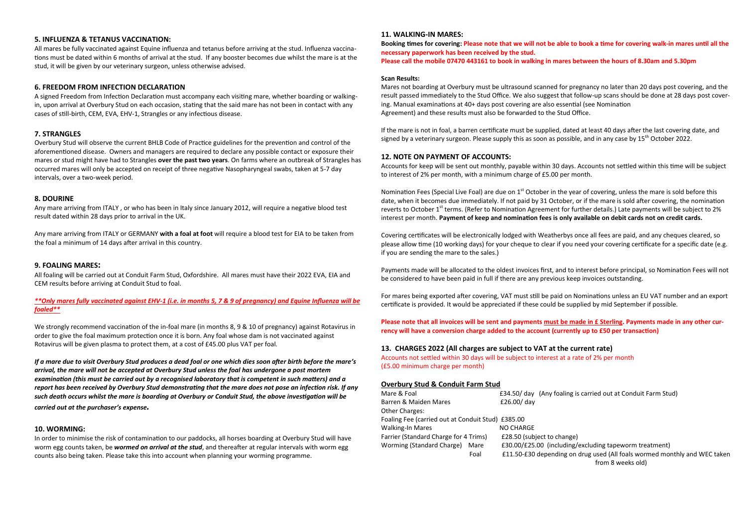### 5. INFLUENZA & TETANUS VACCINATION:

All mares be fully vaccinated against Equine influenza and tetanus before arriving at the stud. Influenza vaccinations must be dated within 6 months of arrival at the stud. If any booster becomes due whilst the mare is at the stud, it will be given by our veterinary surgeon, unless otherwise advised.

### 6. FREEDOM FROM INFECTION DECLARATION

A signed Freedom from Infection Declaration must accompany each visiting mare, whether boarding or walking-in, upon arrival at Overbury Stud on each occasion, stating that the said mare has not been in contact with any cases of still-birth, CEM, EVA, EHV-1, Strangles or any infectious disease.

### 7. STRANGLES

Overbury Stud will observe the current BHLB Code of Practice guidelines for the prevention and control of the aforementioned disease. Owners and managers are required to declare any possible contact or exposure their mares or stud might have had to Strangles **over the past two years**. On farms where an outbreak of Strangles has occurred mares will only be accepted on receipt of three negative Nasopharyngeal swabs, taken at 5-7 day intervals, over a two-week period.

### 8. DOURINE

Any mare arriving from ITALY , or who has been in Italy since January 2012, will require a negative blood test result dated within 28 days prior to arrival in the UK.

Any mare arriving from ITALY or GERMANY **with a foal at foot** will require a blood test for EIA to be taken from the foal a minimum of 14 days after arrival in this country.

### 9. FOALING MARES:

All foaling will be carried out at Conduit Farm Stud, Oxfordshire. All mares must have their 2022 EVA, EIA and CEM results before arriving at Conduit Stud to foal.

***\*\*Only mares fully vaccinated against EHV-1 (i.e. in months 5, 7 & 9 of pregnancy) and Equine Influenza will be foaled\*\****

We strongly recommend vaccination of the in-foal mare (in months 8, 9 & 10 of pregnancy) against Rotavirus in order to give the foal maximum protection once it is born. Any foal whose dam is not vaccinated against Rotavirus will be given plasma to protect them, at a cost of £45.00 plus VAT per foal.

***If a mare due to visit Overbury Stud produces a dead foal or one which dies soon after birth before the mare's arrival, the mare will not be accepted at Overbury Stud unless the foal has undergone a post mortem examination (this must be carried out by a recognised laboratory that is competent in such matters) and a report has been received by Overbury Stud demonstrating that the mare does not pose an infection risk. If any such death occurs whilst the mare is boarding at Overbury or Conduit Stud, the above investigation will be carried out at the purchaser's expense.***

### 10. WORMING:

In order to minimise the risk of contamination to our paddocks, all horses boarding at Overbury Stud will have worm egg counts taken, be ***wormed on arrival at the stud***, and thereafter at regular intervals with worm egg counts also being taken. Please take this into account when planning your worming programme.

### 11. WALKING-IN MARES:

**Booking times for covering: Please note that we will not be able to book a time for covering walk-in mares until all the necessary paperwork has been received by the stud.**

**Please call the mobile 07470 443161 to book in walking in mares between the hours of 8.30am and 5.30pm**

**Scan Results:**

Mares not boarding at Overbury must be ultrasound scanned for pregnancy no later than 20 days post covering, and the result passed immediately to the Stud Office. We also suggest that follow-up scans should be done at 28 days post covering. Manual examinations at 40+ days post covering are also essential (see Nomination Agreement) and these results must also be forwarded to the Stud Office.

If the mare is not in foal, a barren certificate must be supplied, dated at least 40 days after the last covering date, and signed by a veterinary surgeon. Please supply this as soon as possible, and in any case by 15th October 2022.

### 12. NOTE ON PAYMENT OF ACCOUNTS:

Accounts for keep will be sent out monthly, payable within 30 days. Accounts not settled within this time will be subject to interest of 2% per month, with a minimum charge of £5.00 per month.

Nomination Fees (Special Live Foal) are due on 1st October in the year of covering, unless the mare is sold before this date, when it becomes due immediately. If not paid by 31 October, or if the mare is sold after covering, the nomination reverts to October 1st terms. (Refer to Nomination Agreement for further details.) Late payments will be subject to 2% interest per month. **Payment of keep and nomination fees is only available on debit cards not on credit cards.**

Covering certificates will be electronically lodged with Weatherbys once all fees are paid, and any cheques cleared, so please allow time (10 working days) for your cheque to clear if you need your covering certificate for a specific date (e.g. if you are sending the mare to the sales.)

Payments made will be allocated to the oldest invoices first, and to interest before principal, so Nomination Fees will not be considered to have been paid in full if there are any previous keep invoices outstanding.

For mares being exported after covering, VAT must still be paid on Nominations unless an EU VAT number and an export certificate is provided. It would be appreciated if these could be supplied by mid September if possible.

**Please note that all invoices will be sent and payments must be made in £ Sterling. Payments made in any other currency will have a conversion charge added to the account (currently up to £50 per transaction)**

### 13. CHARGES 2022 (All charges are subject to VAT at the current rate)

Accounts not settled within 30 days will be subject to interest at a rate of 2% per month (£5.00 minimum charge per month)

**Overbury Stud & Conduit Farm Stud**

| | |
|---|---|
| Mare & Foal | £34.50/ day (Any foaling is carried out at Conduit Farm Stud) |
| Barren & Maiden Mares | £26.00/ day |
| Other Charges: | |
| Foaling Fee (carried out at Conduit Stud) | £385.00 |
| Walking-In Mares | NO CHARGE |
| Farrier (Standard Charge for 4 Trims) | £28.50 (subject to change) |
| Worming (Standard Charge) Mare | £30.00/£25.00 (including/excluding tapeworm treatment) |
| Foal | £11.50-£30 depending on drug used (All foals wormed monthly and WEC taken from 8 weeks old) |